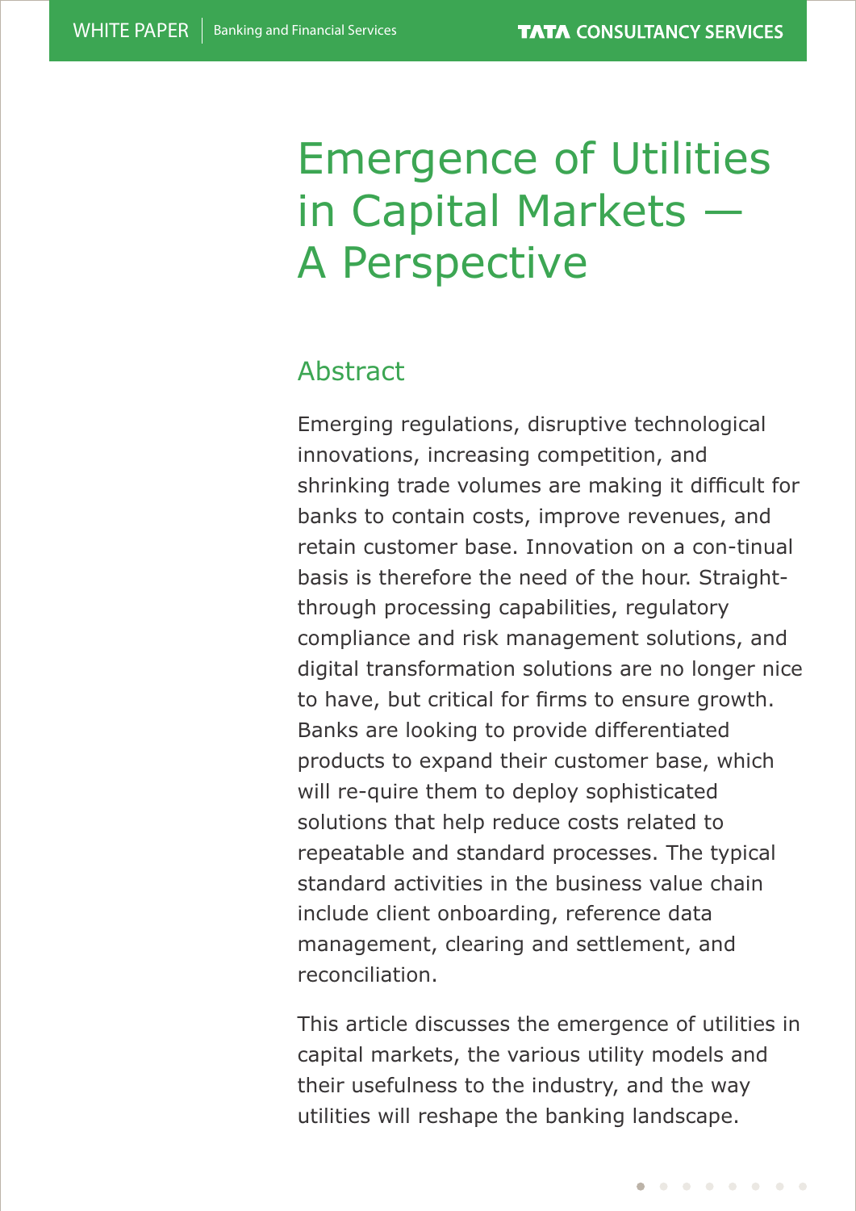# Emergence of Utilities in Capital Markets — A Perspective

## Abstract

Emerging regulations, disruptive technological innovations, increasing competition, and shrinking trade volumes are making it difficult for banks to contain costs, improve revenues, and retain customer base. Innovation on a con-tinual basis is therefore the need of the hour. Straight-through processing capabilities, regulatory compliance and risk management solutions, and digital transformation solutions are no longer nice to have, but critical for firms to ensure growth. Banks are looking to provide differentiated products to expand their customer base, which will re-quire them to deploy sophisticated solutions that help reduce costs related to repeatable and standard processes. The typical standard activities in the business value chain include client onboarding, reference data management, clearing and settlement, and reconciliation.

This article discusses the emergence of utilities in capital markets, the various utility models and their usefulness to the industry, and the way utilities will reshape the banking landscape.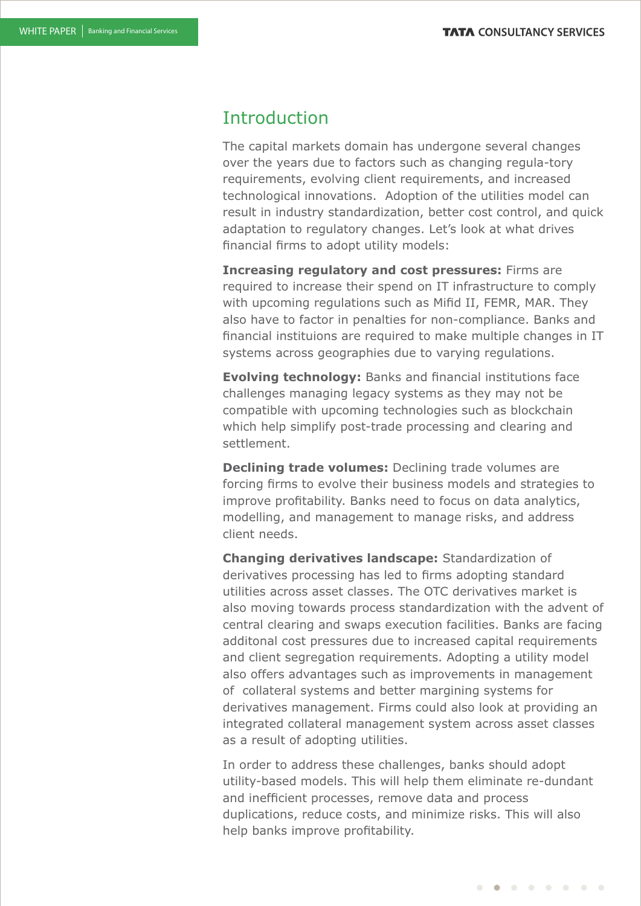## Introduction

The capital markets domain has undergone several changes over the years due to factors such as changing regula-tory requirements, evolving client requirements, and increased technological innovations.  Adoption of the utilities model can result in industry standardization, better cost control, and quick adaptation to regulatory changes. Let's look at what drives financial firms to adopt utility models:

**Increasing regulatory and cost pressures:** Firms are required to increase their spend on IT infrastructure to comply with upcoming regulations such as Mifid II, FEMR, MAR. They also have to factor in penalties for non-compliance. Banks and financial instituions are required to make multiple changes in IT systems across geographies due to varying regulations.

**Evolving technology:** Banks and financial institutions face challenges managing legacy systems as they may not be compatible with upcoming technologies such as blockchain which help simplify post-trade processing and clearing and settlement.

**Declining trade volumes:** Declining trade volumes are forcing firms to evolve their business models and strategies to improve profitability. Banks need to focus on data analytics, modelling, and management to manage risks, and address client needs.

**Changing derivatives landscape:** Standardization of derivatives processing has led to firms adopting standard utilities across asset classes. The OTC derivatives market is also moving towards process standardization with the advent of central clearing and swaps execution facilities. Banks are facing additonal cost pressures due to increased capital requirements and client segregation requirements. Adopting a utility model also offers advantages such as improvements in management of  collateral systems and better margining systems for derivatives management. Firms could also look at providing an integrated collateral management system across asset classes as a result of adopting utilities.

In order to address these challenges, banks should adopt utility-based models. This will help them eliminate re-dundant and inefficient processes, remove data and process duplications, reduce costs, and minimize risks. This will also help banks improve profitability.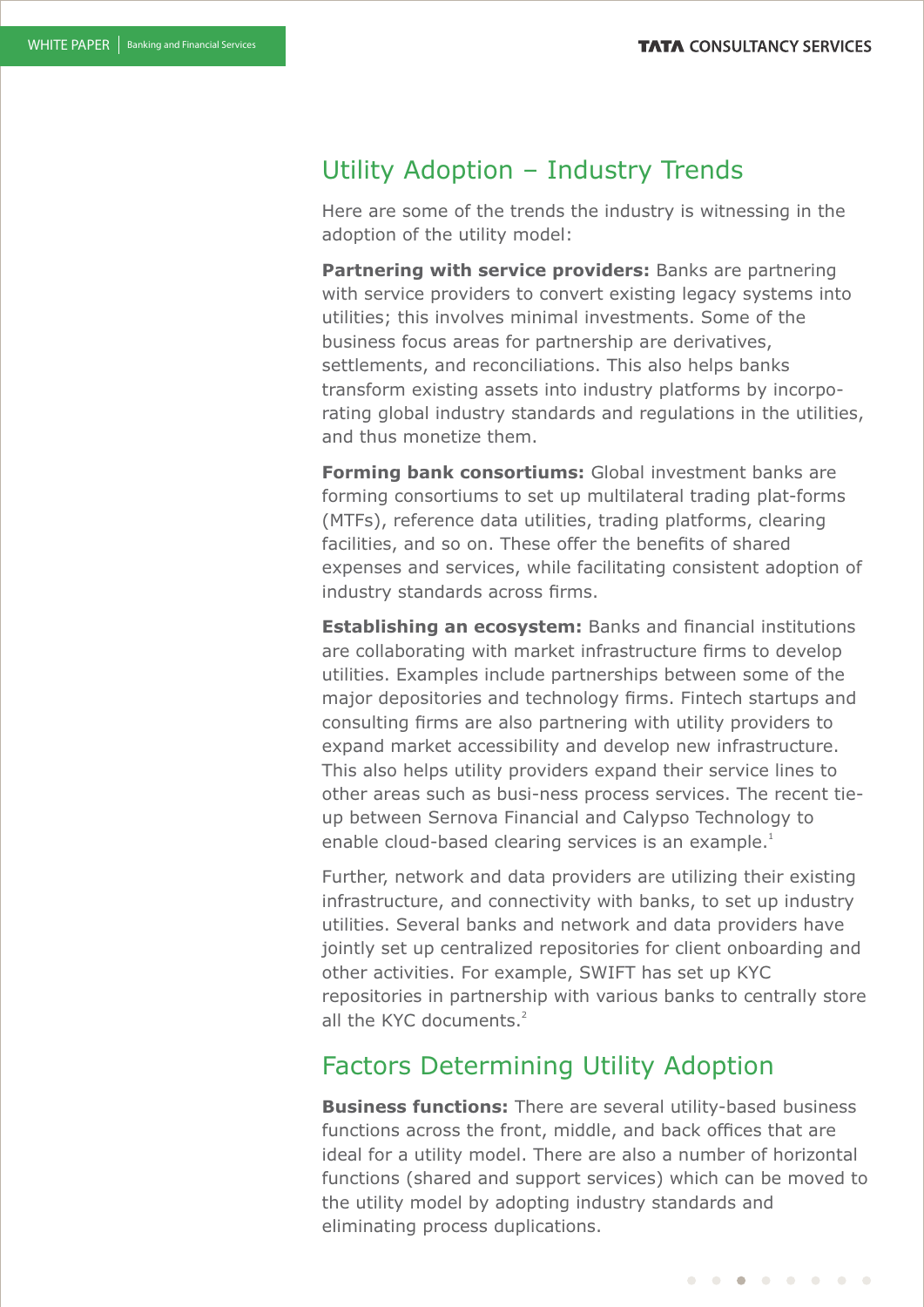## Utility Adoption – Industry Trends

Here are some of the trends the industry is witnessing in the adoption of the utility model:

**Partnering with service providers:** Banks are partnering with service providers to convert existing legacy systems into utilities; this involves minimal investments. Some of the business focus areas for partnership are derivatives, settlements, and reconciliations. This also helps banks transform existing assets into industry platforms by incorporating global industry standards and regulations in the utilities, and thus monetize them.

**Forming bank consortiums:** Global investment banks are forming consortiums to set up multilateral trading plat-forms (MTFs), reference data utilities, trading platforms, clearing facilities, and so on. These offer the benefits of shared expenses and services, while facilitating consistent adoption of industry standards across firms.

**Establishing an ecosystem:** Banks and financial institutions are collaborating with market infrastructure firms to develop utilities. Examples include partnerships between some of the major depositories and technology firms. Fintech startups and consulting firms are also partnering with utility providers to expand market accessibility and develop new infrastructure. This also helps utility providers expand their service lines to other areas such as busi-ness process services. The recent tie-up between Sernova Financial and Calypso Technology to enable cloud-based clearing services is an example.[1]

Further, network and data providers are utilizing their existing infrastructure, and connectivity with banks, to set up industry utilities. Several banks and network and data providers have jointly set up centralized repositories for client onboarding and other activities. For example, SWIFT has set up KYC repositories in partnership with various banks to centrally store all the KYC documents.[2]

## Factors Determining Utility Adoption

**Business functions:** There are several utility-based business functions across the front, middle, and back offices that are ideal for a utility model. There are also a number of horizontal functions (shared and support services) which can be moved to the utility model by adopting industry standards and eliminating process duplications.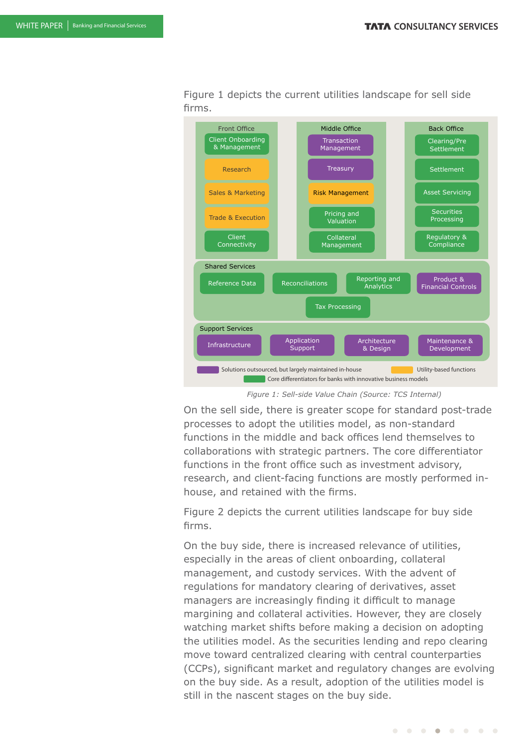Figure 1 depicts the current utilities landscape for sell side firms.

**Front Office**
- Client Onboarding & Management
- Research
- Sales & Marketing
- Trade & Execution
- Client Connectivity

**Middle Office**
- Transaction Management
- Treasury
- Risk Management
- Pricing and Valuation
- Collateral Management

**Back Office**
- Clearing/Pre Settlement
- Settlement
- Asset Servicing
- Securities Processing
- Regulatory & Compliance

**Shared Services**
- Reference Data
- Reconciliations
- Reporting and Analytics
- Product & Financial Controls
- Tax Processing

**Support Services**
- Infrastructure
- Application Support
- Architecture & Design
- Maintenance & Development

Legend:
- Solutions outsourced, but largely maintained in-house
- Utility-based functions
- Core differentiators for banks with innovative business models

*Figure 1: Sell-side Value Chain (Source: TCS Internal)*

On the sell side, there is greater scope for standard post-trade processes to adopt the utilities model, as non-standard functions in the middle and back offices lend themselves to collaborations with strategic partners. The core differentiator functions in the front office such as investment advisory, research, and client-facing functions are mostly performed in-house, and retained with the firms.

Figure 2 depicts the current utilities landscape for buy side firms.

On the buy side, there is increased relevance of utilities, especially in the areas of client onboarding, collateral management, and custody services. With the advent of regulations for mandatory clearing of derivatives, asset managers are increasingly finding it difficult to manage margining and collateral activities. However, they are closely watching market shifts before making a decision on adopting the utilities model. As the securities lending and repo clearing move toward centralized clearing with central counterparties (CCPs), significant market and regulatory changes are evolving on the buy side. As a result, adoption of the utilities model is still in the nascent stages on the buy side.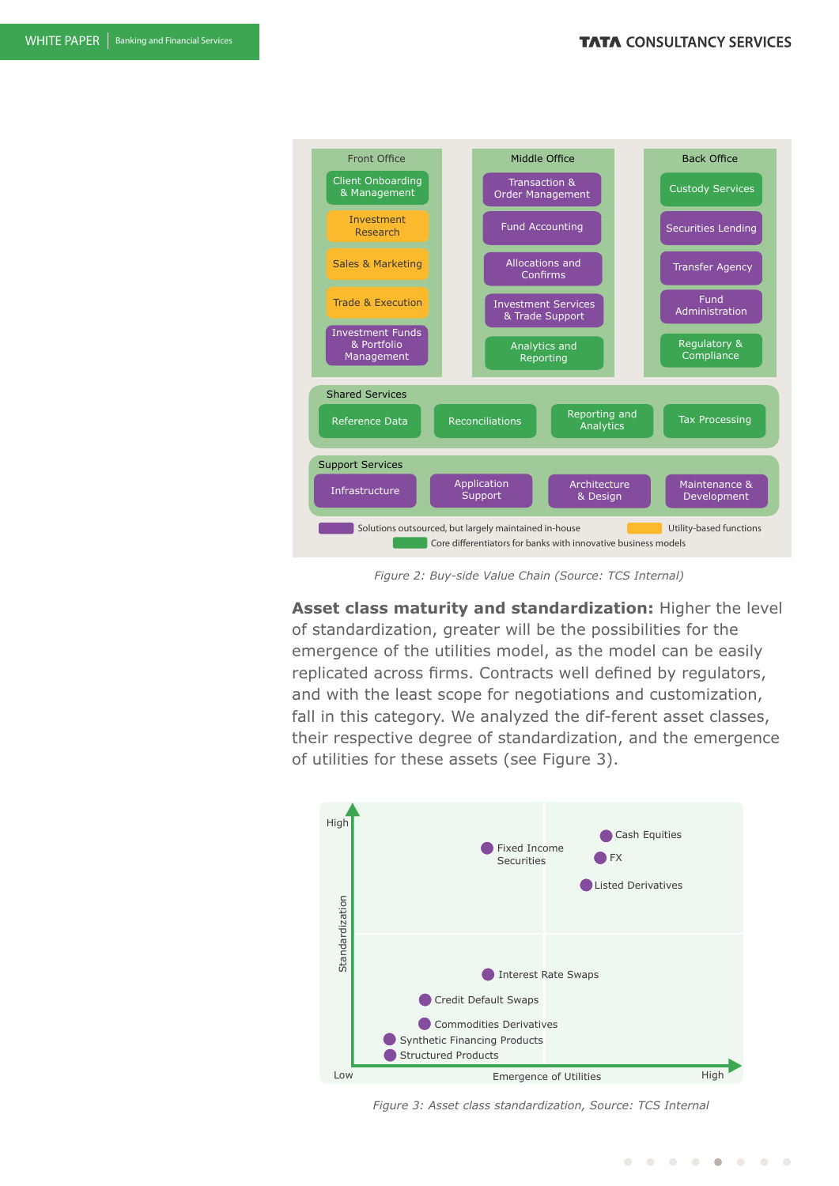**Front Office**
- Client Onboarding & Management
- Investment Research
- Sales & Marketing
- Trade & Execution
- Investment Funds & Portfolio Management

**Middle Office**
- Transaction & Order Management
- Fund Accounting
- Allocations and Confirms
- Investment Services & Trade Support
- Analytics and Reporting

**Back Office**
- Custody Services
- Securities Lending
- Transfer Agency
- Fund Administration
- Regulatory & Compliance

**Shared Services**
- Reference Data
- Reconciliations
- Reporting and Analytics
- Tax Processing

**Support Services**
- Infrastructure
- Application Support
- Architecture & Design
- Maintenance & Development

Legend: Solutions outsourced, but largely maintained in-house | Utility-based functions | Core differentiators for banks with innovative business models

*Figure 2: Buy-side Value Chain (Source: TCS Internal)*

**Asset class maturity and standardization:** Higher the level of standardization, greater will be the possibilities for the emergence of the utilities model, as the model can be easily replicated across firms. Contracts well defined by regulators, and with the least scope for negotiations and customization, fall in this category. We analyzed the dif-ferent asset classes, their respective degree of standardization, and the emergence of utilities for these assets (see Figure 3).

Standardization (Low – High) vs. Emergence of Utilities (Low – High):
- Cash Equities
- FX
- Fixed Income Securities
- Listed Derivatives
- Interest Rate Swaps
- Credit Default Swaps
- Commodities Derivatives
- Synthetic Financing Products
- Structured Products

*Figure 3: Asset class standardization, Source: TCS Internal*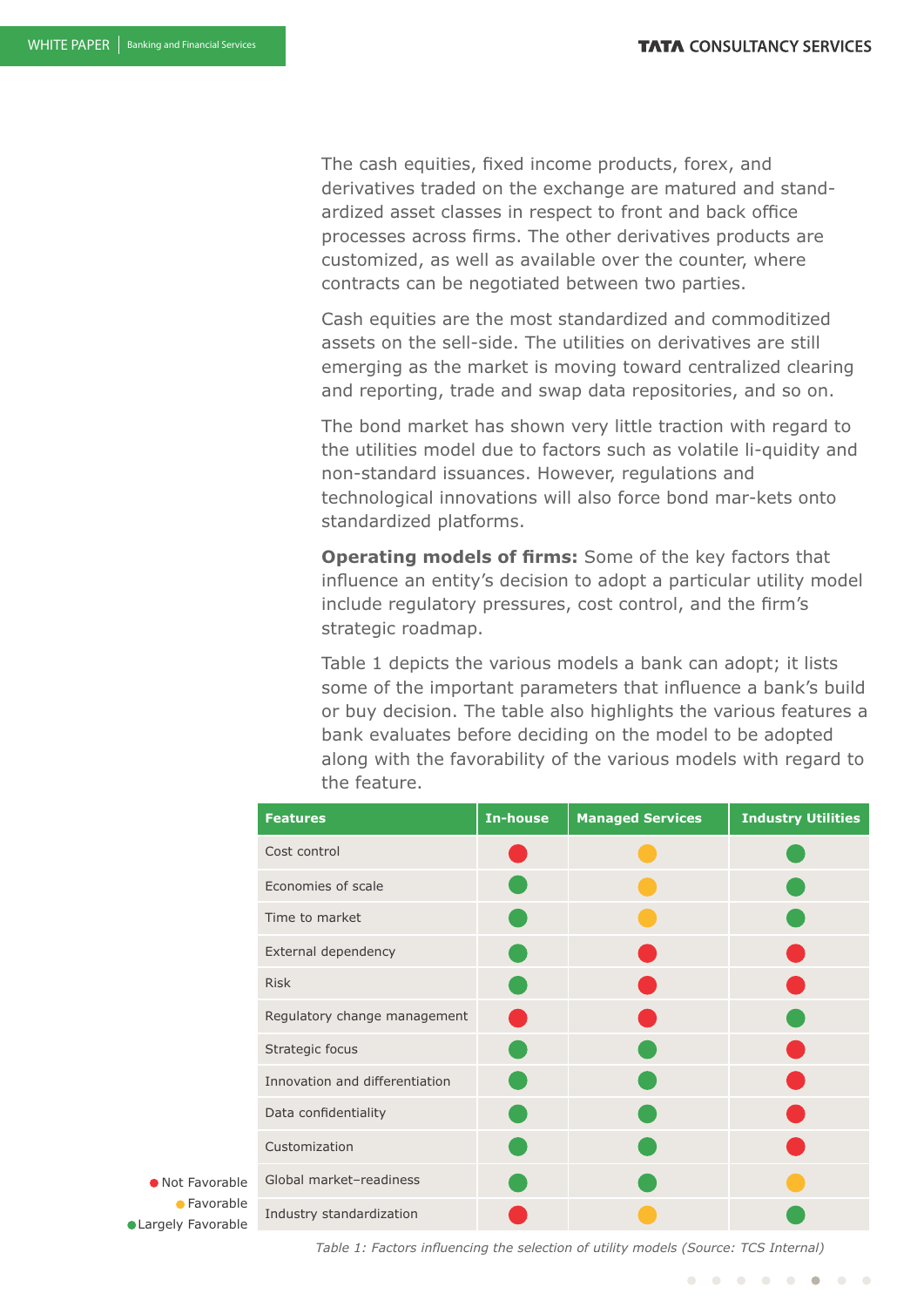The cash equities, fixed income products, forex, and derivatives traded on the exchange are matured and standardized asset classes in respect to front and back office processes across firms. The other derivatives products are customized, as well as available over the counter, where contracts can be negotiated between two parties.

Cash equities are the most standardized and commoditized assets on the sell-side. The utilities on derivatives are still emerging as the market is moving toward centralized clearing and reporting, trade and swap data repositories, and so on.

The bond market has shown very little traction with regard to the utilities model due to factors such as volatile li-quidity and non-standard issuances. However, regulations and technological innovations will also force bond mar-kets onto standardized platforms.

**Operating models of firms:** Some of the key factors that influence an entity's decision to adopt a particular utility model include regulatory pressures, cost control, and the firm's strategic roadmap.

Table 1 depicts the various models a bank can adopt; it lists some of the important parameters that influence a bank's build or buy decision. The table also highlights the various features a bank evaluates before deciding on the model to be adopted along with the favorability of the various models with regard to the feature.

| Features | In-house | Managed Services | Industry Utilities |
|---|---|---|---|
| Cost control | Not Favorable | Favorable | Largely Favorable |
| Economies of scale | Largely Favorable | Favorable | Largely Favorable |
| Time to market | Largely Favorable | Favorable | Largely Favorable |
| External dependency | Largely Favorable | Not Favorable | Not Favorable |
| Risk | Largely Favorable | Not Favorable | Not Favorable |
| Regulatory change management | Not Favorable | Not Favorable | Largely Favorable |
| Strategic focus | Largely Favorable | Largely Favorable | Not Favorable |
| Innovation and differentiation | Largely Favorable | Largely Favorable | Not Favorable |
| Data confidentiality | Largely Favorable | Largely Favorable | Not Favorable |
| Customization | Largely Favorable | Largely Favorable | Not Favorable |
| Global market–readiness | Largely Favorable | Largely Favorable | Favorable |
| Industry standardization | Not Favorable | Favorable | Largely Favorable |

● Not Favorable
● Favorable
● Largely Favorable

*Table 1: Factors influencing the selection of utility models (Source: TCS Internal)*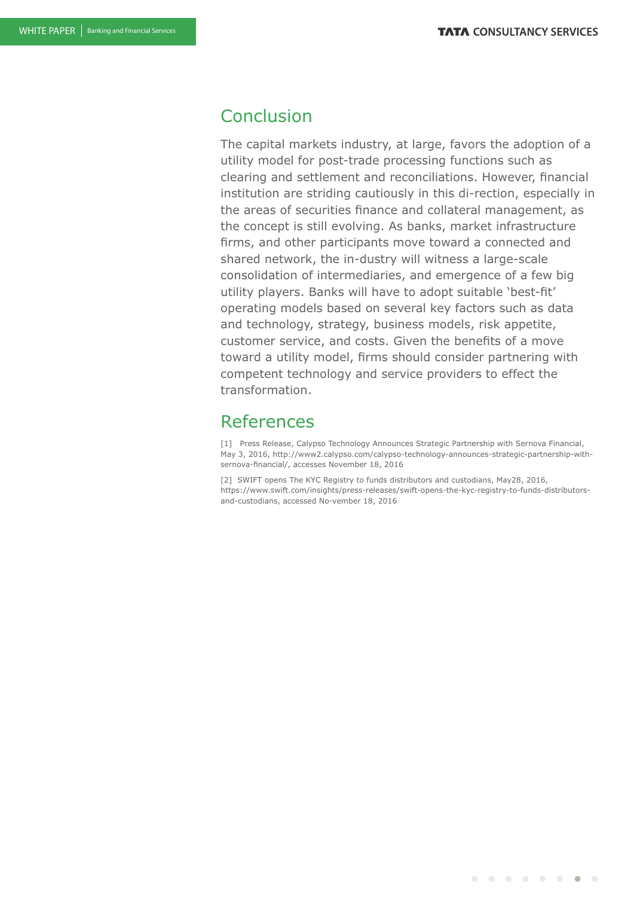## Conclusion

The capital markets industry, at large, favors the adoption of a utility model for post-trade processing functions such as clearing and settlement and reconciliations. However, financial institution are striding cautiously in this di-rection, especially in the areas of securities finance and collateral management, as the concept is still evolving. As banks, market infrastructure firms, and other participants move toward a connected and shared network, the in-dustry will witness a large-scale consolidation of intermediaries, and emergence of a few big utility players. Banks will have to adopt suitable 'best-fit' operating models based on several key factors such as data and technology, strategy, business models, risk appetite, customer service, and costs. Given the benefits of a move toward a utility model, firms should consider partnering with competent technology and service providers to effect the transformation.

## References

[1] Press Release, Calypso Technology Announces Strategic Partnership with Sernova Financial, May 3, 2016, http://www2.calypso.com/calypso-technology-announces-strategic-partnership-with-sernova-financial/, accesses November 18, 2016

[2] SWIFT opens The KYC Registry to funds distributors and custodians, May28, 2016, https://www.swift.com/insights/press-releases/swift-opens-the-kyc-registry-to-funds-distributors-and-custodians, accessed No-vember 18, 2016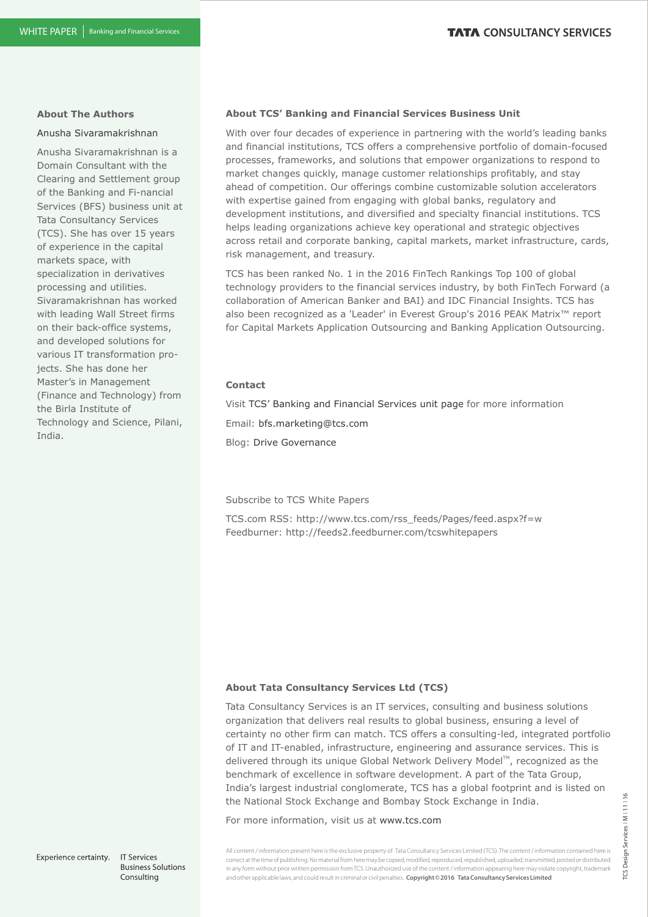## About The Authors

### Anusha Sivaramakrishnan

Anusha Sivaramakrishnan is a Domain Consultant with the Clearing and Settlement group of the Banking and Fi-nancial Services (BFS) business unit at Tata Consultancy Services (TCS). She has over 15 years of experience in the capital markets space, with specialization in derivatives processing and utilities. Sivaramakrishnan has worked with leading Wall Street firms on their back-office systems, and developed solutions for various IT transformation pro-jects. She has done her Master's in Management (Finance and Technology) from the Birla Institute of Technology and Science, Pilani, India.

## About TCS' Banking and Financial Services Business Unit

With over four decades of experience in partnering with the world's leading banks and financial institutions, TCS offers a comprehensive portfolio of domain-focused processes, frameworks, and solutions that empower organizations to respond to market changes quickly, manage customer relationships profitably, and stay ahead of competition. Our offerings combine customizable solution accelerators with expertise gained from engaging with global banks, regulatory and development institutions, and diversified and specialty financial institutions. TCS helps leading organizations achieve key operational and strategic objectives across retail and corporate banking, capital markets, market infrastructure, cards, risk management, and treasury.

TCS has been ranked No. 1 in the 2016 FinTech Rankings Top 100 of global technology providers to the financial services industry, by both FinTech Forward (a collaboration of American Banker and BAI) and IDC Financial Insights. TCS has also been recognized as a 'Leader' in Everest Group's 2016 PEAK Matrix™ report for Capital Markets Application Outsourcing and Banking Application Outsourcing.

## Contact

Visit TCS' Banking and Financial Services unit page for more information

Email: bfs.marketing@tcs.com

Blog: Drive Governance

Subscribe to TCS White Papers

TCS.com RSS: http://www.tcs.com/rss_feeds/Pages/feed.aspx?f=w
Feedburner: http://feeds2.feedburner.com/tcswhitepapers

## About Tata Consultancy Services Ltd (TCS)

Tata Consultancy Services is an IT services, consulting and business solutions organization that delivers real results to global business, ensuring a level of certainty no other firm can match. TCS offers a consulting-led, integrated portfolio of IT and IT-enabled, infrastructure, engineering and assurance services. This is delivered through its unique Global Network Delivery Model™, recognized as the benchmark of excellence in software development. A part of the Tata Group, India's largest industrial conglomerate, TCS has a global footprint and is listed on the National Stock Exchange and Bombay Stock Exchange in India.

For more information, visit us at www.tcs.com

Experience certainty. IT Services Business Solutions Consulting

All content / information present here is the exclusive property of Tata Consultancy Services Limited (TCS). The content / information contained here is correct at the time of publishing. No material from here may be copied, modified, reproduced, republished, uploaded, transmitted, posted or distributed in any form without prior written permission from TCS. Unauthorized use of the content / information appearing here may violate copyright, trademark and other applicable laws, and could result in criminal or civil penalties. **Copyright © 2016 Tata Consultancy Services Limited**

TCS Design Services | M | 11 | 16